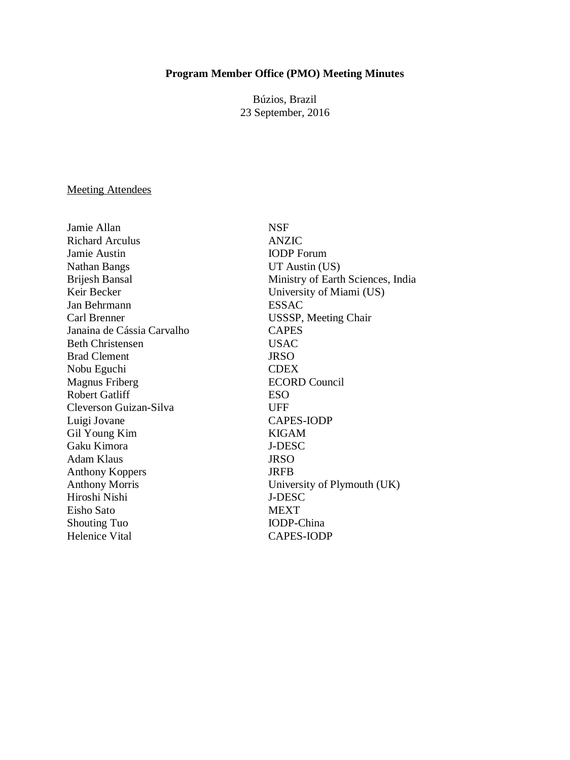**Program Member Office (PMO) Meeting Minutes**

Búzios, Brazil
23 September, 2016

Meeting Attendees

| | |
|---|---|
| Jamie Allan | NSF |
| Richard Arculus | ANZIC |
| Jamie Austin | IODP Forum |
| Nathan Bangs | UT Austin (US) |
| Brijesh Bansal | Ministry of Earth Sciences, India |
| Keir Becker | University of Miami (US) |
| Jan Behrmann | ESSAC |
| Carl Brenner | USSSP, Meeting Chair |
| Janaina de Cássia Carvalho | CAPES |
| Beth Christensen | USAC |
| Brad Clement | JRSO |
| Nobu Eguchi | CDEX |
| Magnus Friberg | ECORD Council |
| Robert Gatliff | ESO |
| Cleverson Guizan-Silva | UFF |
| Luigi Jovane | CAPES-IODP |
| Gil Young Kim | KIGAM |
| Gaku Kimora | J-DESC |
| Adam Klaus | JRSO |
| Anthony Koppers | JRFB |
| Anthony Morris | University of Plymouth (UK) |
| Hiroshi Nishi | J-DESC |
| Eisho Sato | MEXT |
| Shouting Tuo | IODP-China |
| Helenice Vital | CAPES-IODP |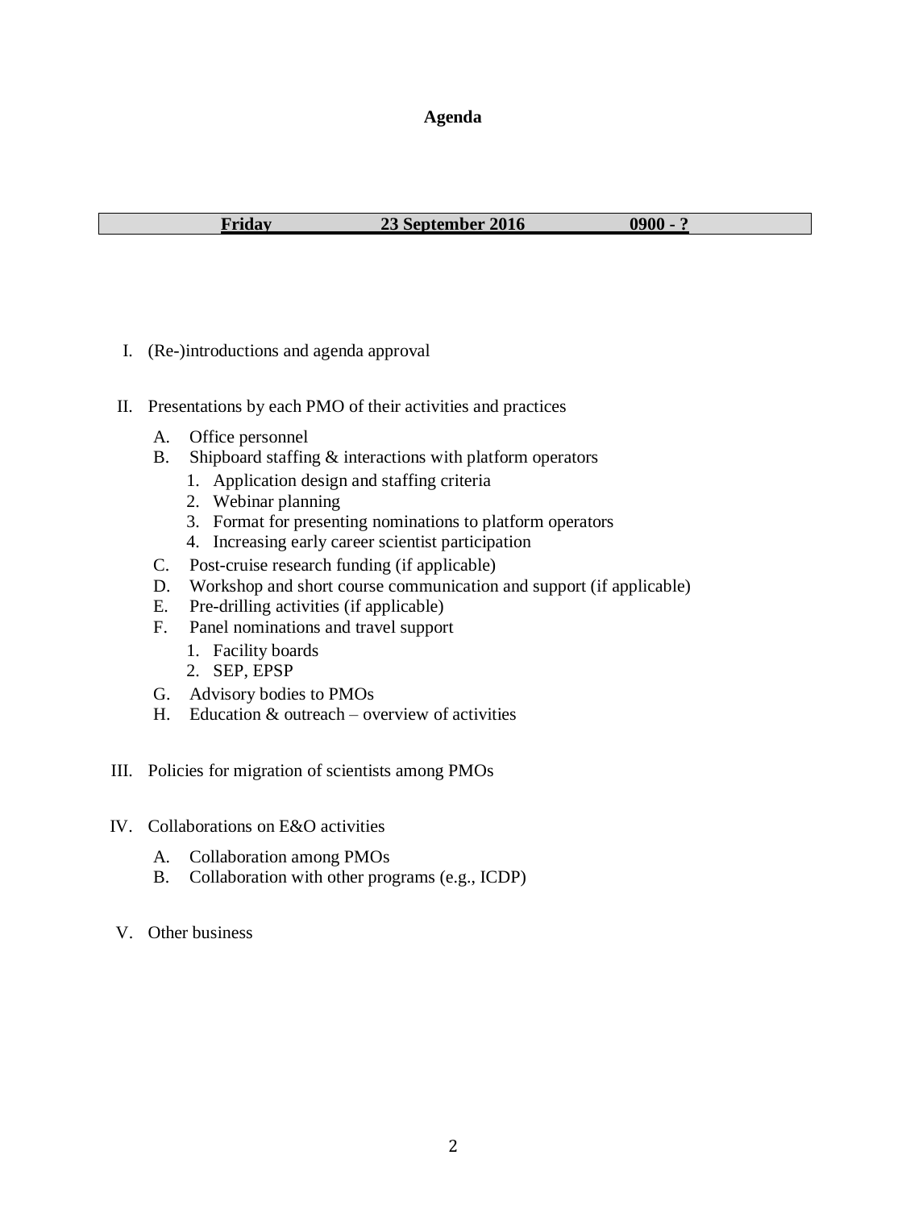# Agenda

**Friday — 23 September 2016 — 0900 - ?**

I. (Re-)introductions and agenda approval

II. Presentations by each PMO of their activities and practices

   A. Office personnel
   B. Shipboard staffing & interactions with platform operators
      1. Application design and staffing criteria
      2. Webinar planning
      3. Format for presenting nominations to platform operators
      4. Increasing early career scientist participation
   C. Post-cruise research funding (if applicable)
   D. Workshop and short course communication and support (if applicable)
   E. Pre-drilling activities (if applicable)
   F. Panel nominations and travel support
      1. Facility boards
      2. SEP, EPSP
   G. Advisory bodies to PMOs
   H. Education & outreach – overview of activities

III. Policies for migration of scientists among PMOs

IV. Collaborations on E&O activities

   A. Collaboration among PMOs
   B. Collaboration with other programs (e.g., ICDP)

V. Other business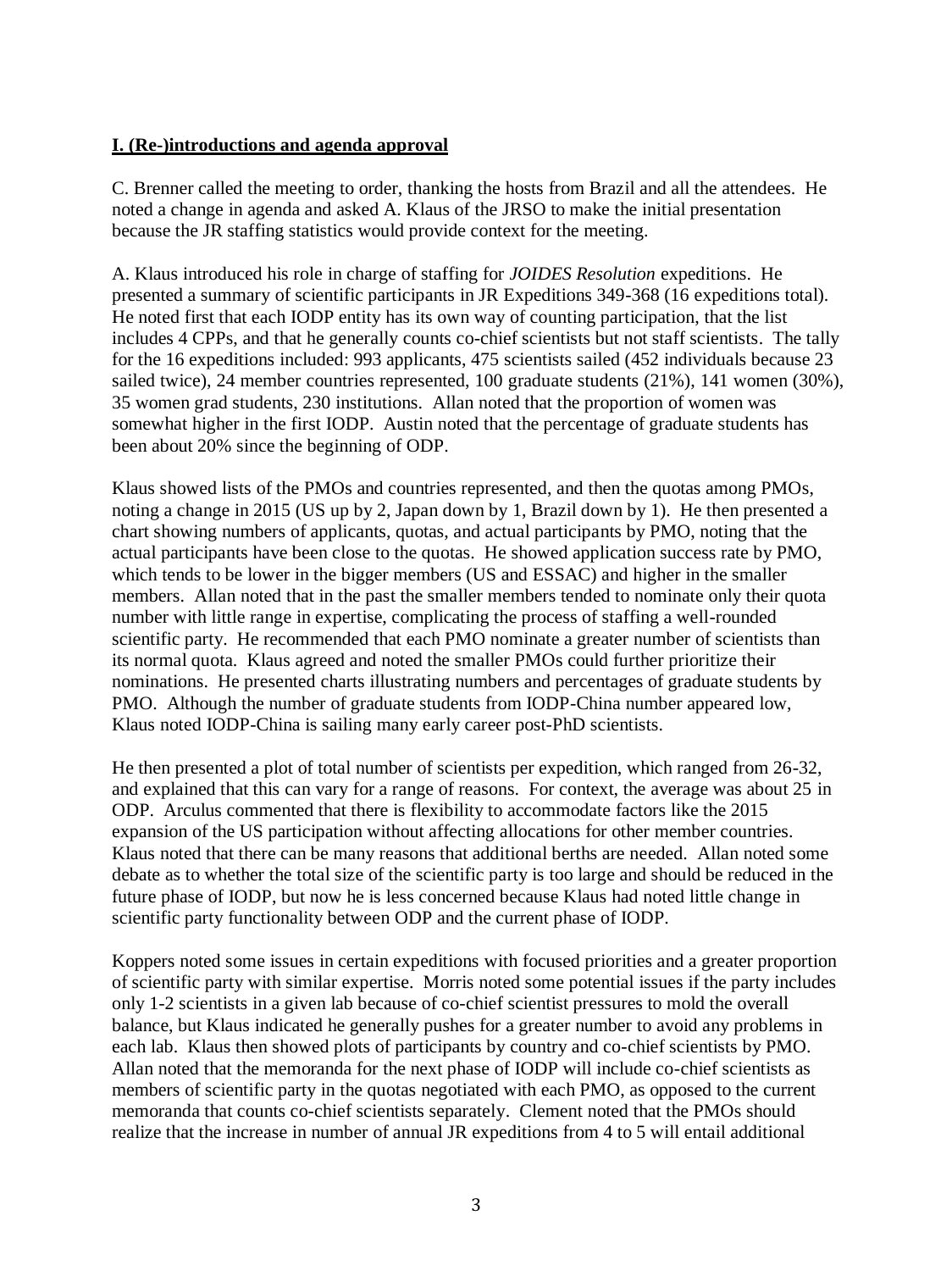**I. (Re-)introductions and agenda approval**

C. Brenner called the meeting to order, thanking the hosts from Brazil and all the attendees. He noted a change in agenda and asked A. Klaus of the JRSO to make the initial presentation because the JR staffing statistics would provide context for the meeting.

A. Klaus introduced his role in charge of staffing for *JOIDES Resolution* expeditions. He presented a summary of scientific participants in JR Expeditions 349-368 (16 expeditions total). He noted first that each IODP entity has its own way of counting participation, that the list includes 4 CPPs, and that he generally counts co-chief scientists but not staff scientists. The tally for the 16 expeditions included: 993 applicants, 475 scientists sailed (452 individuals because 23 sailed twice), 24 member countries represented, 100 graduate students (21%), 141 women (30%), 35 women grad students, 230 institutions. Allan noted that the proportion of women was somewhat higher in the first IODP. Austin noted that the percentage of graduate students has been about 20% since the beginning of ODP.

Klaus showed lists of the PMOs and countries represented, and then the quotas among PMOs, noting a change in 2015 (US up by 2, Japan down by 1, Brazil down by 1). He then presented a chart showing numbers of applicants, quotas, and actual participants by PMO, noting that the actual participants have been close to the quotas. He showed application success rate by PMO, which tends to be lower in the bigger members (US and ESSAC) and higher in the smaller members. Allan noted that in the past the smaller members tended to nominate only their quota number with little range in expertise, complicating the process of staffing a well-rounded scientific party. He recommended that each PMO nominate a greater number of scientists than its normal quota. Klaus agreed and noted the smaller PMOs could further prioritize their nominations. He presented charts illustrating numbers and percentages of graduate students by PMO. Although the number of graduate students from IODP-China number appeared low, Klaus noted IODP-China is sailing many early career post-PhD scientists.

He then presented a plot of total number of scientists per expedition, which ranged from 26-32, and explained that this can vary for a range of reasons. For context, the average was about 25 in ODP. Arculus commented that there is flexibility to accommodate factors like the 2015 expansion of the US participation without affecting allocations for other member countries. Klaus noted that there can be many reasons that additional berths are needed. Allan noted some debate as to whether the total size of the scientific party is too large and should be reduced in the future phase of IODP, but now he is less concerned because Klaus had noted little change in scientific party functionality between ODP and the current phase of IODP.

Koppers noted some issues in certain expeditions with focused priorities and a greater proportion of scientific party with similar expertise. Morris noted some potential issues if the party includes only 1-2 scientists in a given lab because of co-chief scientist pressures to mold the overall balance, but Klaus indicated he generally pushes for a greater number to avoid any problems in each lab. Klaus then showed plots of participants by country and co-chief scientists by PMO. Allan noted that the memoranda for the next phase of IODP will include co-chief scientists as members of scientific party in the quotas negotiated with each PMO, as opposed to the current memoranda that counts co-chief scientists separately. Clement noted that the PMOs should realize that the increase in number of annual JR expeditions from 4 to 5 will entail additional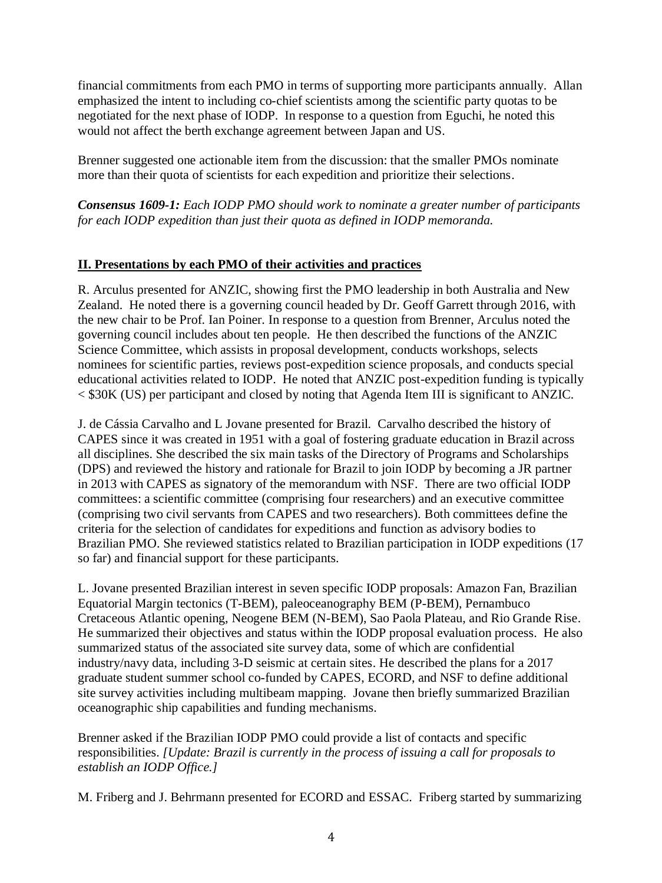financial commitments from each PMO in terms of supporting more participants annually. Allan emphasized the intent to including co-chief scientists among the scientific party quotas to be negotiated for the next phase of IODP. In response to a question from Eguchi, he noted this would not affect the berth exchange agreement between Japan and US.

Brenner suggested one actionable item from the discussion: that the smaller PMOs nominate more than their quota of scientists for each expedition and prioritize their selections.

***Consensus 1609-1:*** *Each IODP PMO should work to nominate a greater number of participants for each IODP expedition than just their quota as defined in IODP memoranda.*

## II. Presentations by each PMO of their activities and practices

R. Arculus presented for ANZIC, showing first the PMO leadership in both Australia and New Zealand. He noted there is a governing council headed by Dr. Geoff Garrett through 2016, with the new chair to be Prof. Ian Poiner. In response to a question from Brenner, Arculus noted the governing council includes about ten people. He then described the functions of the ANZIC Science Committee, which assists in proposal development, conducts workshops, selects nominees for scientific parties, reviews post-expedition science proposals, and conducts special educational activities related to IODP. He noted that ANZIC post-expedition funding is typically < $30K (US) per participant and closed by noting that Agenda Item III is significant to ANZIC.

J. de Cássia Carvalho and L Jovane presented for Brazil. Carvalho described the history of CAPES since it was created in 1951 with a goal of fostering graduate education in Brazil across all disciplines. She described the six main tasks of the Directory of Programs and Scholarships (DPS) and reviewed the history and rationale for Brazil to join IODP by becoming a JR partner in 2013 with CAPES as signatory of the memorandum with NSF. There are two official IODP committees: a scientific committee (comprising four researchers) and an executive committee (comprising two civil servants from CAPES and two researchers). Both committees define the criteria for the selection of candidates for expeditions and function as advisory bodies to Brazilian PMO. She reviewed statistics related to Brazilian participation in IODP expeditions (17 so far) and financial support for these participants.

L. Jovane presented Brazilian interest in seven specific IODP proposals: Amazon Fan, Brazilian Equatorial Margin tectonics (T-BEM), paleoceanography BEM (P-BEM), Pernambuco Cretaceous Atlantic opening, Neogene BEM (N-BEM), Sao Paola Plateau, and Rio Grande Rise. He summarized their objectives and status within the IODP proposal evaluation process. He also summarized status of the associated site survey data, some of which are confidential industry/navy data, including 3-D seismic at certain sites. He described the plans for a 2017 graduate student summer school co-funded by CAPES, ECORD, and NSF to define additional site survey activities including multibeam mapping. Jovane then briefly summarized Brazilian oceanographic ship capabilities and funding mechanisms.

Brenner asked if the Brazilian IODP PMO could provide a list of contacts and specific responsibilities. *[Update: Brazil is currently in the process of issuing a call for proposals to establish an IODP Office.]*

M. Friberg and J. Behrmann presented for ECORD and ESSAC. Friberg started by summarizing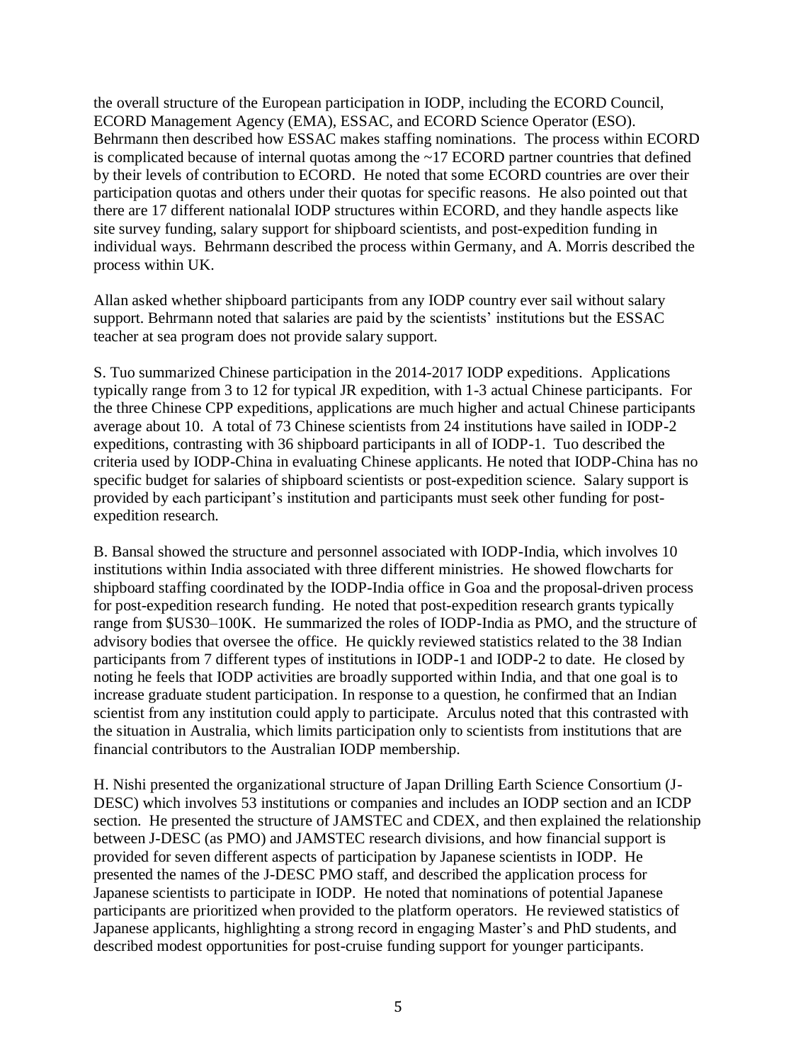the overall structure of the European participation in IODP, including the ECORD Council, ECORD Management Agency (EMA), ESSAC, and ECORD Science Operator (ESO). Behrmann then described how ESSAC makes staffing nominations. The process within ECORD is complicated because of internal quotas among the ~17 ECORD partner countries that defined by their levels of contribution to ECORD. He noted that some ECORD countries are over their participation quotas and others under their quotas for specific reasons. He also pointed out that there are 17 different nationalal IODP structures within ECORD, and they handle aspects like site survey funding, salary support for shipboard scientists, and post-expedition funding in individual ways. Behrmann described the process within Germany, and A. Morris described the process within UK.

Allan asked whether shipboard participants from any IODP country ever sail without salary support. Behrmann noted that salaries are paid by the scientists' institutions but the ESSAC teacher at sea program does not provide salary support.

S. Tuo summarized Chinese participation in the 2014-2017 IODP expeditions. Applications typically range from 3 to 12 for typical JR expedition, with 1-3 actual Chinese participants. For the three Chinese CPP expeditions, applications are much higher and actual Chinese participants average about 10. A total of 73 Chinese scientists from 24 institutions have sailed in IODP-2 expeditions, contrasting with 36 shipboard participants in all of IODP-1. Tuo described the criteria used by IODP-China in evaluating Chinese applicants. He noted that IODP-China has no specific budget for salaries of shipboard scientists or post-expedition science. Salary support is provided by each participant's institution and participants must seek other funding for post-expedition research.

B. Bansal showed the structure and personnel associated with IODP-India, which involves 10 institutions within India associated with three different ministries. He showed flowcharts for shipboard staffing coordinated by the IODP-India office in Goa and the proposal-driven process for post-expedition research funding. He noted that post-expedition research grants typically range from $US30–100K. He summarized the roles of IODP-India as PMO, and the structure of advisory bodies that oversee the office. He quickly reviewed statistics related to the 38 Indian participants from 7 different types of institutions in IODP-1 and IODP-2 to date. He closed by noting he feels that IODP activities are broadly supported within India, and that one goal is to increase graduate student participation. In response to a question, he confirmed that an Indian scientist from any institution could apply to participate. Arculus noted that this contrasted with the situation in Australia, which limits participation only to scientists from institutions that are financial contributors to the Australian IODP membership.

H. Nishi presented the organizational structure of Japan Drilling Earth Science Consortium (J-DESC) which involves 53 institutions or companies and includes an IODP section and an ICDP section. He presented the structure of JAMSTEC and CDEX, and then explained the relationship between J-DESC (as PMO) and JAMSTEC research divisions, and how financial support is provided for seven different aspects of participation by Japanese scientists in IODP. He presented the names of the J-DESC PMO staff, and described the application process for Japanese scientists to participate in IODP. He noted that nominations of potential Japanese participants are prioritized when provided to the platform operators. He reviewed statistics of Japanese applicants, highlighting a strong record in engaging Master's and PhD students, and described modest opportunities for post-cruise funding support for younger participants.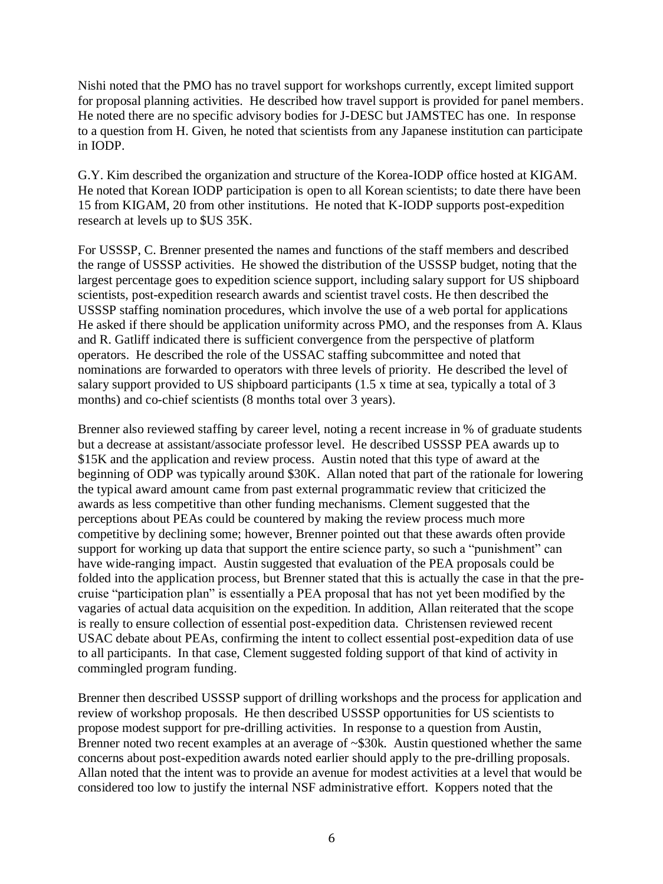Nishi noted that the PMO has no travel support for workshops currently, except limited support for proposal planning activities. He described how travel support is provided for panel members. He noted there are no specific advisory bodies for J-DESC but JAMSTEC has one. In response to a question from H. Given, he noted that scientists from any Japanese institution can participate in IODP.

G.Y. Kim described the organization and structure of the Korea-IODP office hosted at KIGAM. He noted that Korean IODP participation is open to all Korean scientists; to date there have been 15 from KIGAM, 20 from other institutions. He noted that K-IODP supports post-expedition research at levels up to $US 35K.

For USSSP, C. Brenner presented the names and functions of the staff members and described the range of USSSP activities. He showed the distribution of the USSSP budget, noting that the largest percentage goes to expedition science support, including salary support for US shipboard scientists, post-expedition research awards and scientist travel costs. He then described the USSSP staffing nomination procedures, which involve the use of a web portal for applications He asked if there should be application uniformity across PMO, and the responses from A. Klaus and R. Gatliff indicated there is sufficient convergence from the perspective of platform operators. He described the role of the USSAC staffing subcommittee and noted that nominations are forwarded to operators with three levels of priority. He described the level of salary support provided to US shipboard participants (1.5 x time at sea, typically a total of 3 months) and co-chief scientists (8 months total over 3 years).

Brenner also reviewed staffing by career level, noting a recent increase in % of graduate students but a decrease at assistant/associate professor level. He described USSSP PEA awards up to $15K and the application and review process. Austin noted that this type of award at the beginning of ODP was typically around $30K. Allan noted that part of the rationale for lowering the typical award amount came from past external programmatic review that criticized the awards as less competitive than other funding mechanisms. Clement suggested that the perceptions about PEAs could be countered by making the review process much more competitive by declining some; however, Brenner pointed out that these awards often provide support for working up data that support the entire science party, so such a "punishment" can have wide-ranging impact. Austin suggested that evaluation of the PEA proposals could be folded into the application process, but Brenner stated that this is actually the case in that the pre-cruise "participation plan" is essentially a PEA proposal that has not yet been modified by the vagaries of actual data acquisition on the expedition. In addition, Allan reiterated that the scope is really to ensure collection of essential post-expedition data. Christensen reviewed recent USAC debate about PEAs, confirming the intent to collect essential post-expedition data of use to all participants. In that case, Clement suggested folding support of that kind of activity in commingled program funding.

Brenner then described USSSP support of drilling workshops and the process for application and review of workshop proposals. He then described USSSP opportunities for US scientists to propose modest support for pre-drilling activities. In response to a question from Austin, Brenner noted two recent examples at an average of ~$30k. Austin questioned whether the same concerns about post-expedition awards noted earlier should apply to the pre-drilling proposals. Allan noted that the intent was to provide an avenue for modest activities at a level that would be considered too low to justify the internal NSF administrative effort. Koppers noted that the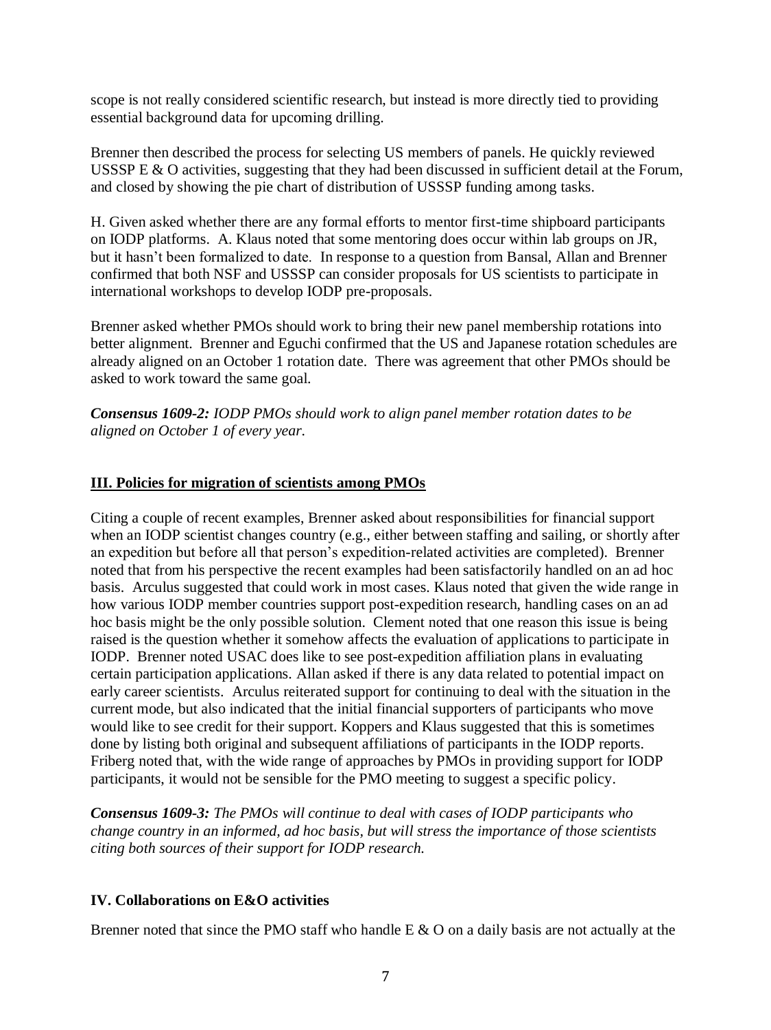scope is not really considered scientific research, but instead is more directly tied to providing essential background data for upcoming drilling.

Brenner then described the process for selecting US members of panels. He quickly reviewed USSSP E & O activities, suggesting that they had been discussed in sufficient detail at the Forum, and closed by showing the pie chart of distribution of USSSP funding among tasks.

H. Given asked whether there are any formal efforts to mentor first-time shipboard participants on IODP platforms. A. Klaus noted that some mentoring does occur within lab groups on JR, but it hasn't been formalized to date. In response to a question from Bansal, Allan and Brenner confirmed that both NSF and USSSP can consider proposals for US scientists to participate in international workshops to develop IODP pre-proposals.

Brenner asked whether PMOs should work to bring their new panel membership rotations into better alignment. Brenner and Eguchi confirmed that the US and Japanese rotation schedules are already aligned on an October 1 rotation date. There was agreement that other PMOs should be asked to work toward the same goal.

***Consensus 1609-2:*** *IODP PMOs should work to align panel member rotation dates to be aligned on October 1 of every year.*

## III. Policies for migration of scientists among PMOs

Citing a couple of recent examples, Brenner asked about responsibilities for financial support when an IODP scientist changes country (e.g., either between staffing and sailing, or shortly after an expedition but before all that person's expedition-related activities are completed). Brenner noted that from his perspective the recent examples had been satisfactorily handled on an ad hoc basis. Arculus suggested that could work in most cases. Klaus noted that given the wide range in how various IODP member countries support post-expedition research, handling cases on an ad hoc basis might be the only possible solution. Clement noted that one reason this issue is being raised is the question whether it somehow affects the evaluation of applications to participate in IODP. Brenner noted USAC does like to see post-expedition affiliation plans in evaluating certain participation applications. Allan asked if there is any data related to potential impact on early career scientists. Arculus reiterated support for continuing to deal with the situation in the current mode, but also indicated that the initial financial supporters of participants who move would like to see credit for their support. Koppers and Klaus suggested that this is sometimes done by listing both original and subsequent affiliations of participants in the IODP reports. Friberg noted that, with the wide range of approaches by PMOs in providing support for IODP participants, it would not be sensible for the PMO meeting to suggest a specific policy.

***Consensus 1609-3:*** *The PMOs will continue to deal with cases of IODP participants who change country in an informed, ad hoc basis, but will stress the importance of those scientists citing both sources of their support for IODP research.*

## IV. Collaborations on E&O activities

Brenner noted that since the PMO staff who handle E & O on a daily basis are not actually at the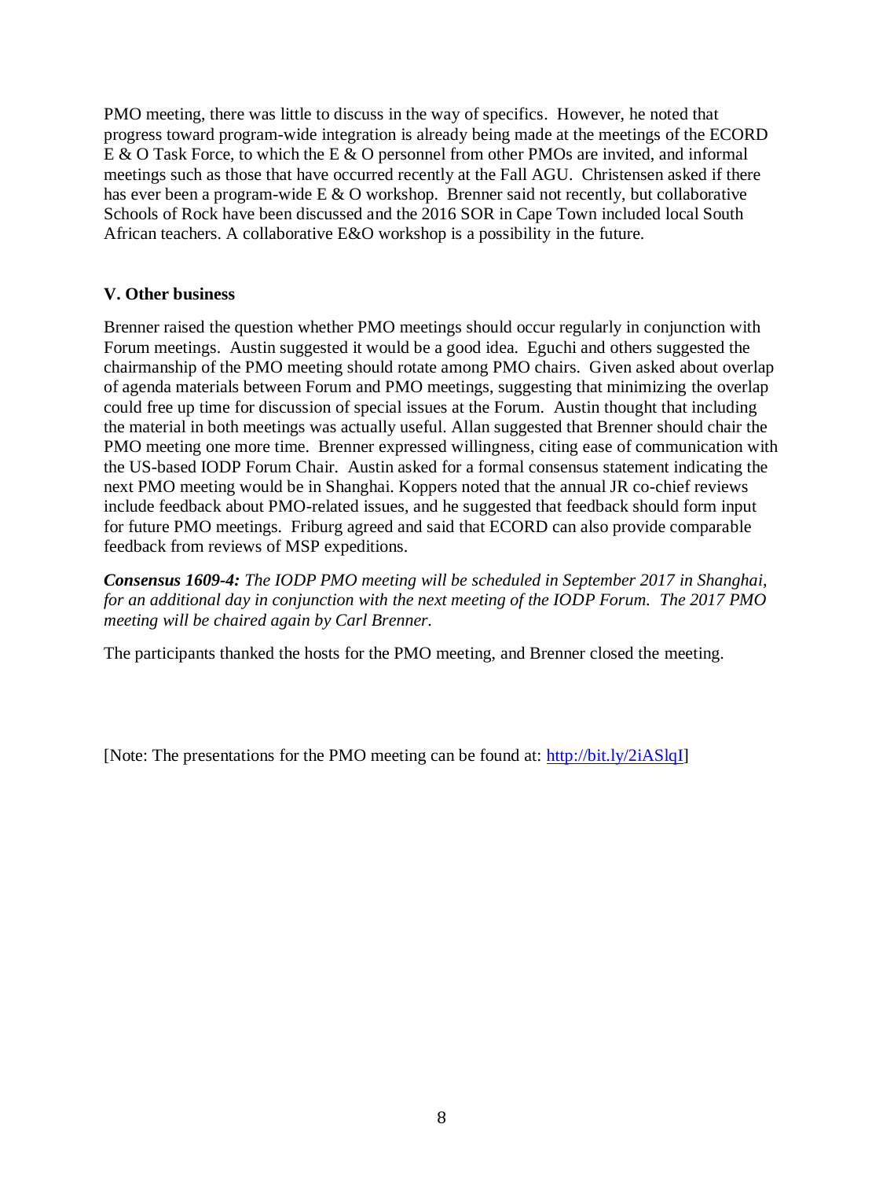PMO meeting, there was little to discuss in the way of specifics. However, he noted that progress toward program-wide integration is already being made at the meetings of the ECORD E & O Task Force, to which the E & O personnel from other PMOs are invited, and informal meetings such as those that have occurred recently at the Fall AGU. Christensen asked if there has ever been a program-wide E & O workshop. Brenner said not recently, but collaborative Schools of Rock have been discussed and the 2016 SOR in Cape Town included local South African teachers. A collaborative E&O workshop is a possibility in the future.

## V. Other business

Brenner raised the question whether PMO meetings should occur regularly in conjunction with Forum meetings. Austin suggested it would be a good idea. Eguchi and others suggested the chairmanship of the PMO meeting should rotate among PMO chairs. Given asked about overlap of agenda materials between Forum and PMO meetings, suggesting that minimizing the overlap could free up time for discussion of special issues at the Forum. Austin thought that including the material in both meetings was actually useful. Allan suggested that Brenner should chair the PMO meeting one more time. Brenner expressed willingness, citing ease of communication with the US-based IODP Forum Chair. Austin asked for a formal consensus statement indicating the next PMO meeting would be in Shanghai. Koppers noted that the annual JR co-chief reviews include feedback about PMO-related issues, and he suggested that feedback should form input for future PMO meetings. Friburg agreed and said that ECORD can also provide comparable feedback from reviews of MSP expeditions.

***Consensus 1609-4:*** *The IODP PMO meeting will be scheduled in September 2017 in Shanghai, for an additional day in conjunction with the next meeting of the IODP Forum. The 2017 PMO meeting will be chaired again by Carl Brenner.*

The participants thanked the hosts for the PMO meeting, and Brenner closed the meeting.

[Note: The presentations for the PMO meeting can be found at: http://bit.ly/2iASlqI]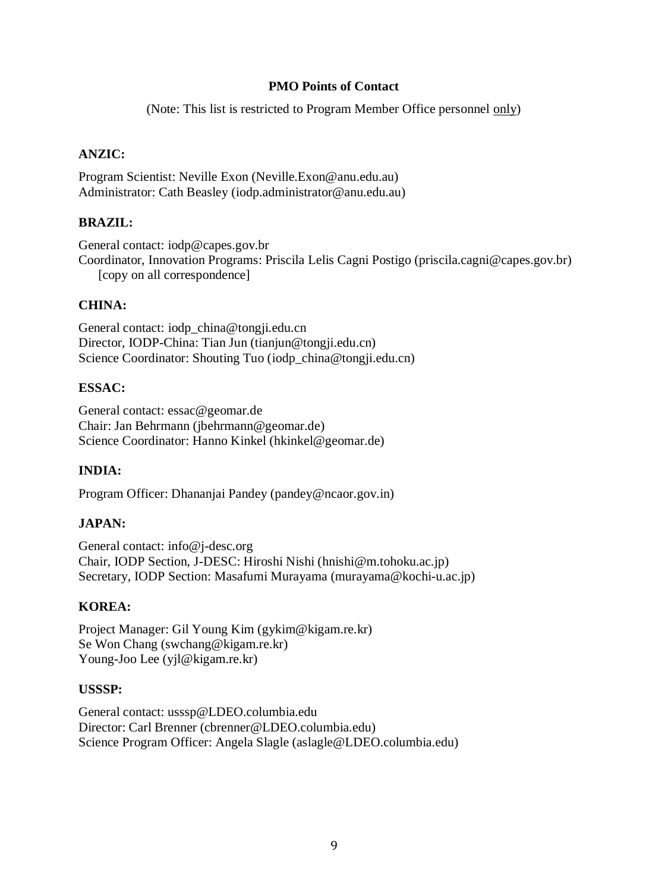**PMO Points of Contact**

(Note: This list is restricted to Program Member Office personnel only)

**ANZIC:**

Program Scientist: Neville Exon (Neville.Exon@anu.edu.au)
Administrator: Cath Beasley (iodp.administrator@anu.edu.au)

**BRAZIL:**

General contact: iodp@capes.gov.br
Coordinator, Innovation Programs: Priscila Lelis Cagni Postigo (priscila.cagni@capes.gov.br) [copy on all correspondence]

**CHINA:**

General contact: iodp_china@tongji.edu.cn
Director, IODP-China: Tian Jun (tianjun@tongji.edu.cn)
Science Coordinator: Shouting Tuo (iodp_china@tongji.edu.cn)

**ESSAC:**

General contact: essac@geomar.de
Chair: Jan Behrmann (jbehrmann@geomar.de)
Science Coordinator: Hanno Kinkel (hkinkel@geomar.de)

**INDIA:**

Program Officer: Dhananjai Pandey (pandey@ncaor.gov.in)

**JAPAN:**

General contact: info@j-desc.org
Chair, IODP Section, J-DESC: Hiroshi Nishi (hnishi@m.tohoku.ac.jp)
Secretary, IODP Section: Masafumi Murayama (murayama@kochi-u.ac.jp)

**KOREA:**

Project Manager: Gil Young Kim (gykim@kigam.re.kr)
Se Won Chang (swchang@kigam.re.kr)
Young-Joo Lee (yjl@kigam.re.kr)

**USSSP:**

General contact: usssp@LDEO.columbia.edu
Director: Carl Brenner (cbrenner@LDEO.columbia.edu)
Science Program Officer: Angela Slagle (aslagle@LDEO.columbia.edu)